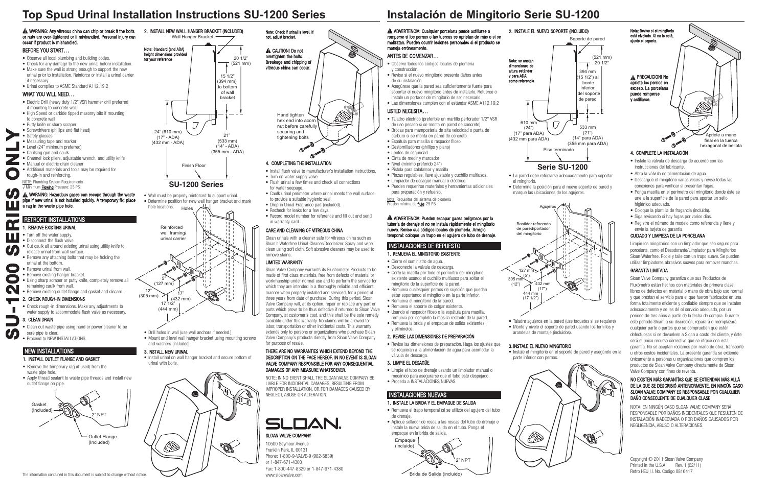# Top Spud Urinal Installation Instructions SU-1200 Series

**SU-1200 SERIES ONLY**

⚠ WARNING: Any vitreous china can chip or break if the bolts or nuts are over-tightened or if mishandled. Personal injury can occur if product is mishandled.

## BEFORE YOU START…

- Observe all local plumbing and building codes.
- Check for any damage to the new urinal before installation.
- Make sure the wall is strong enough to support the new urinal prior to installation. Reinforce or install a urinal carrier if necessary.
- Urinal complies to ASME Standard A112.19.2

## WHAT YOU WILL NEED…

- Electric Drill (heavy duty 1/2" VSR hammer drill preferred if mounting to concrete wall)
- High Speed or carbide tipped masonry bits if mounting to concrete wall
- Putty knife or sharp scraper
- Screwdrivers (phillips and flat head)
- Safety glasses
- Measuring tape and marker
- Level (24" minimum preferred)
- Caulking gun and caulk
- Channel lock pliers, adjustable wrench, and utility knife
- Manual or electric drain cleaner
- Additional materials and tools may be required for rough-in and reinforcing.

NOTE: Plumbing System Requirements
√ Minimum Flowing Pressure: 25 PSI

⚠ WARNING: Hazardous gases can escape through the waste pipe if new urinal is not installed quickly. A temporary fix: place a rag in the waste pipe hole.

## RETROFIT INSTALLATIONS

### 1. REMOVE EXISTING URINAL

- Turn off the water supply.
- Disconnect the flush valve.
- Cut caulk all around existing urinal using utility knife to release urinal from wall surface.
- Remove any attaching bolts that may be holding the urinal at the bottom.
- Remove urinal from wall.
- Remove existing hanger bracket.
- Using sharp scraper or putty knife, completely remove all remaining caulk from wall.
- Remove existing outlet flange and gasket and discard.

### 2. CHECK ROUGH-IN DIMENSIONS

- Check rough-in dimensions. Make any adjustments to water supply to accommodate flush valve as necessary.

### 3. CLEAN DRAIN

- Clean out waste pipe using hand or power cleaner to be sure pipe is clear.
- Proceed to NEW INSTALLATIONS.

## NEW INSTALLATIONS

### 1. INSTALL OUTLET FLANGE AND GASKET

- Remove the temporary rag (if used) from the waste pipe hole.
- Apply thread sealant to waste pipe threads and install new outlet flange on pipe.

Gasket (Included) — 2" NPT — Outlet Flange (Included)

### 2. INSTALL NEW WALL HANGER BRACKET (INCLUDED)

Note: Standard (and ADA) height dimensions provided for your reference

Wall Hanger Bracket — 20 1/2" (521 mm) — 15 1/2" (394 mm) to bottom of wall bracket — 24" (610 mm) (17" - ADA) (432 mm - ADA) — 21" (533 mm) (14" - ADA) (355 mm - ADA) — Finish Floor

**SU-1200 Series**

- Wall must be properly reinforced to support urinal.
- Determine position for new wall hanger bracket and mark hole locations.

Holes — Reinforced wall framing/ urinal carrier — 5" (127 mm) — 12" (305 mm) — 17" (432 mm) — 17 1/2" (444 mm)

- Drill holes in wall (use wall anchors if needed.)
- Mount and level wall hanger bracket using mounting screws and washers (included).

### 3. INSTALL NEW URINAL

- Install urinal on wall hanger bracket and secure bottom of urinal with bolts.

Note: Check if urinal is level. If not, adjust bracket.

⚠ CAUTION! Do not overtighten the bolts. Breakage and chipping of vitreous china can occur.

Hand tighten hex end into acorn nut before carefully securing and tightening bolts

### 4. COMPLETING THE INSTALLATION

- Install flush valve to manufacturer's installation instructions.
- Turn on water supply valve.
- Flush urinal a few times and check all connections for water seepage.
- Caulk urinal perimeter where urinal meets the wall surface to provide a suitable hygienic seal.
- Drop in Urinal Fragrance pad (included).
- Recheck for leaks for a few days.
- Record model number for reference and fill out and send in warranty card.

## CARE AND CLEANING OF VITREOUS CHINA

Clean urinals with a cleaner safe for vitreous china such as Sloan's Waterfree Urinal Cleaner/Deodorizer. Spray and wipe clean using soft cloth. Soft abrasive cleaners may be used to remove stains.

## LIMITED WARRANTY

Sloan Valve Company warrants its Flushometer Products to be made of first class materials, free from defects of material or workmanship under normal use and to perform the service for which they are intended in a thoroughly reliable and efficient manner when properly installed and serviced, for a period of three years from date of purchase. During this period, Sloan Valve Company will, at its option, repair or replace any part or parts which prove to be thus defective if returned to Sloan Valve Company, at customer's cost, and this shall be the sole remedy available under this warranty. No claims will be allowed for labor, transportation or other incidental costs. This warranty extends only to persons or organizations who purchase Sloan Valve Company's products directly from Sloan Valve Company for purpose of resale.

**THERE ARE NO WARRANTIES WHICH EXTEND BEYOND THE DESCRIPTION ON THE FACE HEREOF. IN NO EVENT IS SLOAN VALVE COMPANY RESPONSIBLE FOR ANY CONSEQUENTIAL DAMAGES OF ANY MEASURE WHATSOEVER.**

NOTE: IN NO EVENT SHALL THE SLOAN VALVE COMPANY BE LIABLE FOR INCIDENTAL DAMAGES, RESULTING FROM IMPROPER INSTALLATION, OR FOR DAMAGES CAUSED BY NEGLECT, ABUSE OR ALTERATION.

**SLOAN**

SLOAN VALVE COMPANY
10500 Seymour Avenue
Franklin Park, IL 60131
Phone: 1-800-9-VALVE-9 (982-5839)
or 1-847-671-4300
Fax: 1-800-447-8329 or 1-847-671-4380
www.sloanvalve.com

The information contained in this document is subject to change without notice.

# Instalación de Mingitorio Serie SU-1200

⚠ ADVERTENCIA: Cualquier porcelana puede astillarse o romperse si los pernos o las tuercas se aprietan de más o si se maltratan. Pueden ocurrir lesiones personales si el producto se maneja erróneamente.

## ANTES DE COMENZAR…

- Observe todos los códigos locales de plomería y construcción.
- Revise si el nuevo mingitorio presenta daños antes de su instalación.
- Asegúrese que la pared sea suficientemente fuerte para soportar el nuevo mingitorio antes de instalarlo. Refuerce o instale un portador de mingitorio de ser necesario.
- Las dimensiones cumplen con el estándar ASME A112.19.2

## USTED NECESITA…

- Taladro eléctrico (preferible un martillo perforador 1/2" VSR de uso pesado si se monta en pared de concreto)
- Brocas para mampostería de alta velocidad o punta de carburo si se monta en pared de concreto.
- Espátula para masilla o raspador filoso
- Destornilladores (phillips y plano)
- Lentes de seguridad
- Cinta de medir y marcador
- Nivel (mínimo preferido 24")
- Pistola para calafatear y masilla
- Pinzas regulables, llave ajustable y cuchillo multiusos.
- Limpiador de desagüe manual o eléctrico
- Pueden requerirse materiales y herramientas adicionales para preparación y refuerzo.

Nota: Requisitos del sistema de plomería
Presión mínima de flujo: 25 PSI

⚠ ADVERTENCIA: Pueden escapar gases peligrosos por la tubería de drenaje si no se instala rápidamente el mingitorio nuevo. Revise sus códigos locales de plomería. Arreglo temporal: coloque un trapo en el agujero de tubo de drenaje.

## INSTALACIONES DE REPUESTO

### 1. REMUEVA EL MINGITORIO EXISTENTE

- Cierre el suministro de agua.
- Desconecte la válvula de descarga.
- Corte la masilla por todo el perímetro del mingitorio existente usando el cuchillo multiusos para soltar el mingitorio de la superficie de la pared.
- Remueva cualesquier pernos de sujeción que puedan estar soportando el mingitorio en la parte inferior.
- Remueva el mingitorio de la pared.
- Remueva el soporte de colgar existente.
- Usando el raspador filoso o la espátula para masilla, remueva por completo la masilla restante de la pared.
- Remueva la brida y el empaque de salida existentes y elimínelos.

### 2. REVISE LAS DIMENSIONES DE PREPARACIÓN

- Revise las dimensiones de preparación. Haga los ajustes que se requieran a la alimentación de agua para acomodar la válvula de descarga.

### 3. LIMPIE EL DESAGÜE

- Limpie el tubo de drenaje usando un limpiador manual o mecánico para asegurarse que el tubo esté despejado.
- Proceda a INSTALACIONES NUEVAS.

## INSTALACIONES NUEVAS

### 1. INSTALE LA BRIDA Y EL EMPAQUE DE SALIDA

- Remueva el trapo temporal (si se utilizó) del agujero del tubo de drenaje.
- Aplique sellador de rosca a las roscas del tubo de drenaje e instale la nueva brida de salida en el tubo. Ponga el empaque en la brida de salida.

Empaque (incluido) — 2" NPT — Brida de Salida (incluido)

### 2. INSTALE EL NUEVO SOPORTE (INCLUIDO)

Nota: se anotan dimensiones de altura estándar y para ADA como referencia

Soporte de pared — (521 mm) 20 1/2" — 394 mm (15 1/2") al borde inferior del soporte de pared — 610 mm (24") (17" para ADA) (432 mm para ADA) — 533 mm (21") (14" para ADA) (355 mm para ADA) — Piso terminado

**Serie SU-1200**

- La pared debe reforzarse adecuadamente para soportar el mingitorio.
- Determine la posición para el nuevo soporte de pared y marque las ubicaciones de los agujeros.

Agujeros — Bastidor reforzado de pared/portador del mingitorio — 127 mm (5") — 305 mm (12") — 432 mm (17") — 444 mm (17 1/2")

- Taladre agujeros en la pared (use taquetes si se requiere)
- Monte y nivele el soporte de pared usando los tornillos y arandelas de montaje (incluidos).

### 3. INSTALE EL NUEVO MINGITORIO

- Instale el mingitorio en el soporte de pared y asegúrelo en la parte inferior con pernos.

Nota: Revise si el mingitorio está nivelado. Si no lo está, ajuste el soporte.

⚠ PRECAUCION! No apriete los pernos en exceso. La porcelana puede romperse y astillarse.

Apriete a mano final en la tuerca hexagonal de bellota

### 4. COMPLETE LA INSTALACIÓN

- Instale la válvula de descarga de acuerdo con las instrucciones del fabricante.
- Abra la válvula de alimentación de agua.
- Descargue el mingitorio varias veces y revise todas las conexiones para verificar si presentan fugas.
- Ponga masilla en el perímetro del mingitorio donde éste se une a la superficie de la pared para aportar un sello higiénico adecuado.
- Coloque la plantilla de fragancia (incluida).
- Siga revisando si hay fugas por varios días.
- Registre el número de modelo como referencia y llene y envíe la tarjeta de garantía.

## CUIDADO Y LIMPIEZA DE LA PORCELANA

Limpie los mingitorios con un limpiador que sea seguro para porcelana, como el Desodorante/Limpiador para Mingitorios Sloan Waterfree. Rocíe y talle con un trapo suave. Se pueden utilizar limpiadores abrasivos suaves para remover manchas.

## GARANTÍA LIMITADA

Sloan Valve Company garantiza que sus Productos de Fluxómetro están hechos con materiales de primera clase, libres de defectos en material o mano de obra bajo uso normal y que prestan el servicio para el que fueron fabricados en una forma totalmente eficiente y confiable siempre que se instalen adecuadamente y se les dé el servicio adecuado, por un periodo de tres años a partir de la fecha de compra. Durante este periodo Sloan, a su discreción, reparará o reemplazará cualquier parte o partes que se comprueben que están defectuosas si se devuelven a Sloan a costo del cliente, y éste será el único recurso correctivo que se ofrece con esta garantía. No se aceptan reclamos por mano de obra, transporte u otros costos incidentales. La presente garantía se extiende únicamente a personas u organizaciones que compren los productos de Sloan Valve Company directamente de Sloan Valve Company con fines de reventa.

**NO EXISTEN MÁS GARANTÍAS QUE SE EXTIENDAN MÁS ALLÁ DE LA QUE SE DESCRIBIÓ ANTERIORMENTE. EN NINGÚN CASO SLOAN VALVE COMPANY ES RESPONSABLE POR CUALQUIER DAÑO CONSECUENTE DE CUALQUIER CLASE**

NOTA: EN NINGÚN CASO SLOAN VALVE COMPANY SERÁ RESPONSABLE POR DAÑOS INCIDENTALES QUE RESULTEN DE INSTALACIÓN INADECUADA O POR DAÑOS CAUSADOS POR NEGLIGENCIA, ABUSO O ALTERACIONES.

Copyright © 2011 Sloan Valve Company
Printed in the U.S.A. Rev. 1 (02/11)
Retro HEU I.I. No. Codigo 0816417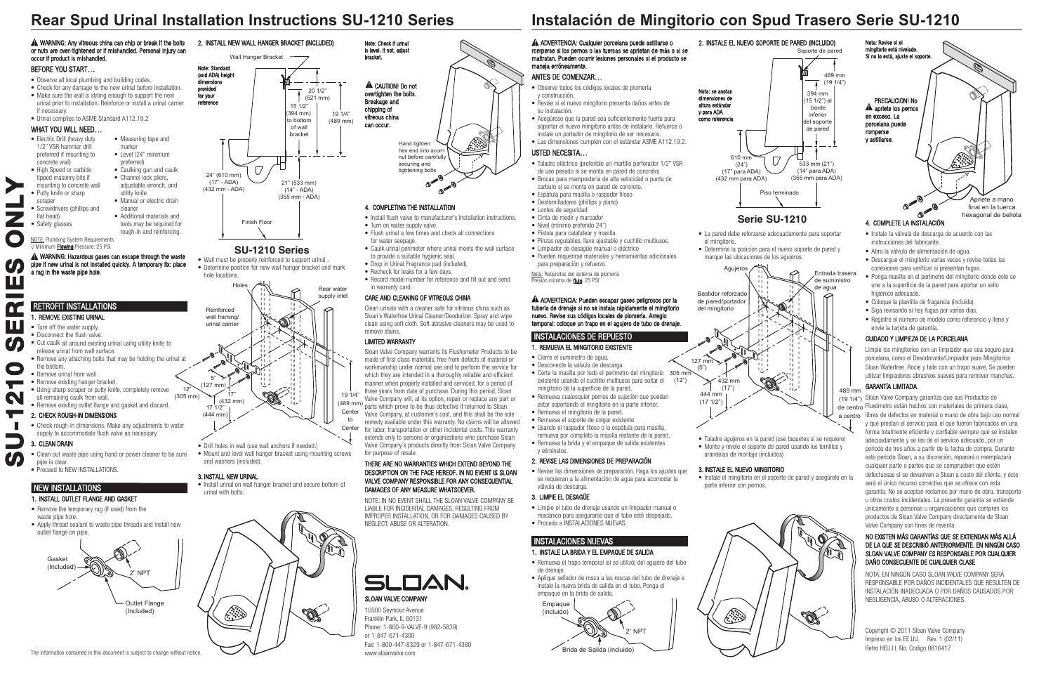# Rear Spud Urinal Installation Instructions SU-1210 Series

⚠ WARNING: Any vitreous china can chip or break if the bolts or nuts are over-tightened or if mishandled. Personal injury can occur if product is mishandled.

## BEFORE YOU START…

- Observe all local plumbing and building codes.
- Check for any damage to the new urinal before installation.
- Make sure the wall is strong enough to support the new urinal prior to installation. Reinforce or install a urinal carrier if necessary.
- Urinal complies to ASME Standard A112.19.2

## WHAT YOU WILL NEED…

- Electric Drill (heavy duty 1/2" VSR hammer drill preferred if mounting to concrete wall)
- High Speed or carbide tipped masonry bits if mounting to concrete wall
- Putty knife or sharp scraper
- Screwdrivers (phillips and flat head)
- Safety glasses
- Measuring tape and marker
- Level (24" minimum preferred)
- Caulking gun and caulk
- Channel lock pliers, adjustable wrench, and utility knife
- Manual or electric drain cleaner
- Additional materials and tools may be required for rough-in and reinforcing.

NOTE: Plumbing System Requirements
√ Minimum Flowing Pressure: 25 PSI

⚠ WARNING: Hazardous gases can escape through the waste pipe if new urinal is not installed quickly. A temporary fix: place a rag in the waste pipe hole.

## RETROFIT INSTALLATIONS

### 1. REMOVE EXISTING URINAL

- Turn off the water supply.
- Disconnect the flush valve.
- Cut caulk all around existing urinal using utility knife to release urinal from wall surface.
- Remove any attaching bolts that may be holding the urinal at the bottom.
- Remove urinal from wall.
- Remove existing hanger bracket.
- Using sharp scraper or putty knife, completely remove all remaining caulk from wall.
- Remove existing outlet flange and gasket and discard.

### 2. CHECK ROUGH-IN DIMENSIONS

- Check rough-in dimensions. Make any adjustments to water supply to accommodate flush valve as necessary.

### 3. CLEAN DRAIN

- Clean out waste pipe using hand or power cleaner to be sure pipe is clear.
- Proceed to NEW INSTALLATIONS.

## NEW INSTALLATIONS

### 1. INSTALL OUTLET FLANGE AND GASKET

- Remove the temporary rag (if used) from the waste pipe hole.
- Apply thread sealant to waste pipe threads and install new outlet flange on pipe.

Gasket (Included)
2" NPT
Outlet Flange (Included)

### 2. INSTALL NEW WALL HANGER BRACKET (INCLUDED)

Note: Standard (and ADA) height dimensions provided for your reference

Wall Hanger Bracket
20 1/2" (521 mm)
15 1/2" (394 mm) to bottom of wall bracket
19 1/4" (489 mm)
24" (610 mm) (17" - ADA) (432 mm - ADA)
21" (533 mm) (14" - ADA) (355 mm - ADA)
Finish Floor

**SU-1210 Series**

- Wall must be properly reinforced to support urinal .
- Determine position for new wall hanger bracket and mark hole locations.

Holes
Rear water supply inlet
Reinforced wall framing/ urinal carrier
5" (127 mm)
12" (305 mm)
17" (432 mm)
17 1/2" (444 mm)
19 1/4" (489 mm) Center to Center

- Drill holes in wall (use wall anchors if needed.)
- Mount and level wall hanger bracket using mounting screws and washers (included).

### 3. INSTALL NEW URINAL

- Install urinal on wall hanger bracket and secure bottom of urinal with bolts.

Note: Check if urinal is level. If not, adjust bracket.

⚠ CAUTION! Do not overtighten the bolts. Breakage and chipping of vitreous china can occur.

Hand tighten hex end into acorn nut before carefully securing and tightening bolts

### 4. COMPLETING THE INSTALLATION

- Install flush valve to manufacturer's installation instructions.
- Turn on water supply valve.
- Flush urinal a few times and check all connections for water seepage.
- Caulk urinal perimeter where urinal meets the wall surface to provide a suitable hygienic seal.
- Drop in Urinal Fragrance pad (included).
- Recheck for leaks for a few days.
- Record model number for reference and fill out and send in warranty card.

## CARE AND CLEANING OF VITREOUS CHINA

Clean urinals with a cleaner safe for vitreous china such as Sloan's Waterfree Urinal Cleaner/Deodorizer. Spray and wipe clean using soft cloth. Soft abrasive cleaners may be used to remove stains.

## LIMITED WARRANTY

Sloan Valve Company warrants its Flushometer Products to be made of first class materials, free from defects of material or workmanship under normal use and to perform the service for which they are intended in a thoroughly reliable and efficient manner when properly installed and serviced, for a period of three years from date of purchase. During this period, Sloan Valve Company will, at its option, repair or replace any part or parts which prove to be thus defective if returned to Sloan Valve Company, at customer's cost, and this shall be the sole remedy available under this warranty. No claims will be allowed for labor, transportation or other incidental costs. This warranty extends only to persons or organizations who purchase Sloan Valve Company's products directly from Sloan Valve Company for purpose of resale.

THERE ARE NO WARRANTIES WHICH EXTEND BEYOND THE DESCRIPTION ON THE FACE HEREOF. IN NO EVENT IS SLOAN VALVE COMPANY RESPONSIBLE FOR ANY CONSEQUENTIAL DAMAGES OF ANY MEASURE WHATSOEVER.

NOTE: IN NO EVENT SHALL THE SLOAN VALVE COMPANY BE LIABLE FOR INCIDENTAL DAMAGES, RESULTING FROM IMPROPER INSTALLATION, OR FOR DAMAGES CAUSED BY NEGLECT, ABUSE OR ALTERATION.

SLOAN

SLOAN VALVE COMPANY
10500 Seymour Avenue
Franklin Park, IL 60131
Phone: 1-800-9-VALVE-9 (982-5839)
or 1-847-671-4300
Fax: 1-800-447-8329 or 1-847-671-4380
www.sloanvalve.com

SU-1210 SERIES ONLY

The information contained in this document is subject to change without notice.

# Instalación de Mingitorio con Spud Trasero Serie SU-1210

⚠ ADVERTENCIA: Cualquier porcelana puede astillarse o romperse si los pernos o las tuercas se aprietan de más o si se maltratan. Pueden ocurrir lesiones personales si el producto se maneja erróneamente.

## ANTES DE COMENZAR…

- Observe todos los códigos locales de plomería y construcción.
- Revise si el nuevo mingitorio presenta daños antes de su instalación.
- Asegúrese que la pared sea suficientemente fuerte para soportar el nuevo mingitorio antes de instalarlo. Refuerce o instale un portador de mingitorio de ser necesario.
- Las dimensiones cumplen con el estándar ASME A112.19.2.

## USTED NECESITA…

- Taladro eléctrico (preferible un martillo perforador 1/2" VSR de uso pesado si se monta en pared de concreto)
- Brocas para mampostería de alta velocidad o punta de carburo si se monta en pared de concreto.
- Espátula para masilla o raspador filoso
- Destornilladores (phillips y plano)
- Lentes de seguridad
- Cinta de medir y marcador
- Nivel (mínimo preferido 24")
- Pistola para calafatear y masilla
- Pinzas reguladles, llave ajustable y cuchillo multiusos.
- Limpiador de desagüe manual o eléctrico
- Pueden requerirse materiales y herramientas adicionales para preparación y refuerzo.

Nota: Requisitos del sistema de plomería
Presión mínima de flujo: 25 PSI

⚠ ADVERTENCIA: Pueden escapar gases peligrosos por la tubería de drenaje si no se instala rápidamente el mingitorio nuevo. Revise sus códigos locales de plomería. Arreglo temporal: coloque un trapo en el agujero de tubo de drenaje.

## INSTALACIONES DE REPUESTO

### 1. REMUEVA EL MINGITORIO EXISTENTE

- Cierre el suministro de agua.
- Desconecte la válvula de descarga.
- Corte la masilla por todo el perímetro del mingitorio existente usando el cuchillo multiusos para soltar el mingitorio de la superficie de la pared.
- Remueva cualesquier pernos de sujeción que puedan estar soportando el mingitorio en la parte inferior.
- Remueva el mingitorio de la pared.
- Remueva el soporte de colgar existente.
- Usando el raspador filoso o la espátula para masilla, remueva por completo la masilla restante de la pared.
- Remueva la brida y el empaque de salida existentes y elimínelos.

### 2. REVISE LAS DIMENSIONES DE PREPARACIÓN

- Revise las dimensiones de preparación. Haga los ajustes que se requieran a la alimentación de agua para acomodar la válvula de descarga.

### 3. LIMPIE EL DESAGÜE

- Limpie el tubo de drenaje usando un limpiador manual o mecánico para asegurarse que el tubo esté despejado.
- Proceda a INSTALACIONES NUEVAS.

## INSTALACIONES NUEVAS

### 1. INSTALE LA BRIDA Y EL EMPAQUE DE SALIDA

- Remueva el trapo temporal (si se utilizó) del agujero del tubo de drenaje.
- Aplique sellador de rosca a las roscas del tubo de drenaje e instale la nueva brida de salida en el tubo. Ponga el empaque en la brida de salida.

Empaque (incluido)
2" NPT
Brida de Salida (incluido)

### 2. INSTALE EL NUEVO SOPORTE DE PARED (INCLUIDO)

Nota: se anotan dimensiones de altura estándar y para ADA como referencia

Soporte de pared
489 mm (19 1/4")
394 mm (15 1/2") al borde inferior del soporte de pared
610 mm (24") (17" para ADA) (432 mm para ADA)
533 mm (21") (14" para ADA) (355 mm para ADA)
Piso terminado

**Serie SU-1210**

- La pared debe reforzarse adecuadamente para soportar el mingitorio.
- Determine la posición para el nuevo soporte de pared y marque las ubicaciones de los agujeros.

Agujeros
Entrada trasera de suministro de agua
Bastidor reforzado de pared/portador del mingitorio
127 mm (5")
305 mm (12")
432 mm (17")
444 mm (17 1/2")
489 mm (19 1/4") de centro a centro

- Taladre agujeros en la pared (use taquetes si se requiere)
- Monte y nivele el soporte de pared usando los tornillos y arandelas de montaje (incluidos)

### 3. INSTALE EL NUEVO MINGITORIO

- Instale el mingitorio en el soporte de pared y asegúrelo en la parte inferior con pernos.

Nota: Revise si el mingitorio está nivelado. Si no lo está, ajuste el soporte.

⚠ PRECAUCION! No apriete los pernos en exceso. La porcelana puede romperse y astillarse.

Apriete a mano final en la tuerca hexagonal de bellota

### 4. COMPLETE LA INSTALACIÓN

- Instale la válvula de descarga de acuerdo con las instrucciones del fabricante.
- Abra la válvula de alimentación de agua.
- Descargue el mingitorio varias veces y revise todas las conexiones para verificar si presentan fugas.
- Ponga masilla en el perímetro del mingitorio donde éste se une a la superficie de la pared para aportar un sello higiénico adecuado.
- Coloque la plantilla de fragancia (incluida).
- Siga revisando si hay fugas por varios días.
- Registre el número de modelo como referencio y llene y envíe la tarjeta de garantía.

## CUIDADO Y LIMPIEZA DE LA PORCELANA

Limpie los mingitorios con un limpiador que sea seguro para porcelana, como el Desodorante/Limpiador para Mingitorios Sloan Waterfree. Rocíe y talle con un trapo suave. Se pueden utilizar limpiadores abrasivos suaves para remover manchas.

## GARANTÍA LIMITADA

Sloan Valve Company garantiza que sus Productos de Fluxómetro están hechos con materiales de primera clase, libres de defectos en material o mano de obra bajo uso normal y que prestan el servicio para el que fueron fabricados en una forma totalmente eficiente y confiable siempre que se instalen adecuadamente y se les dé el servicio adecuado, por un periodo de tres años a partir de la fecha de compra. Durante este periodo Sloan, a su discreción, reparará o reemplazará cualquier parte o partes que se comprueben que estén defectuosas si se devuelven a Sloan a costo del cliente, y éste será el único recurso correctivo que se ofrece con esta garantía. No se aceptan reclamos por mano de obra, transporte u otros costos incidentales. La presente garantía se extiende únicamente a personas u organizaciones que compren los productos de Sloan Valve Company directamente de Sloan Valve Company con fines de reventa.

NO EXISTEN MÁS GARANTÍAS QUE SE EXTIENDAN MÁS ALLÁ DE LA QUE SE DESCRIBIÓ ANTERIORMENTE. EN NINGÚN CASO SLOAN VALVE COMPANY ES RESPONSABLE POR CUALQUIER DAÑO CONSECUENTE DE CUALQUIER CLASE

NOTA: EN NINGÚN CASO SLOAN VALVE COMPANY SERÁ RESPONSABLE POR DAÑOS INCIDENTALES QUE RESULTEN DE INSTALACIÓN INADECUADA O POR DAÑOS CAUSADOS POR NEGLIGENCIA, ABUSO O ALTERACIONES.

Copyright © 2011 Sloan Valve Company
Impreso en los EE.UU. Rev. 1 (02/11)
Retro HEU I.I. No. Codigo 0816417